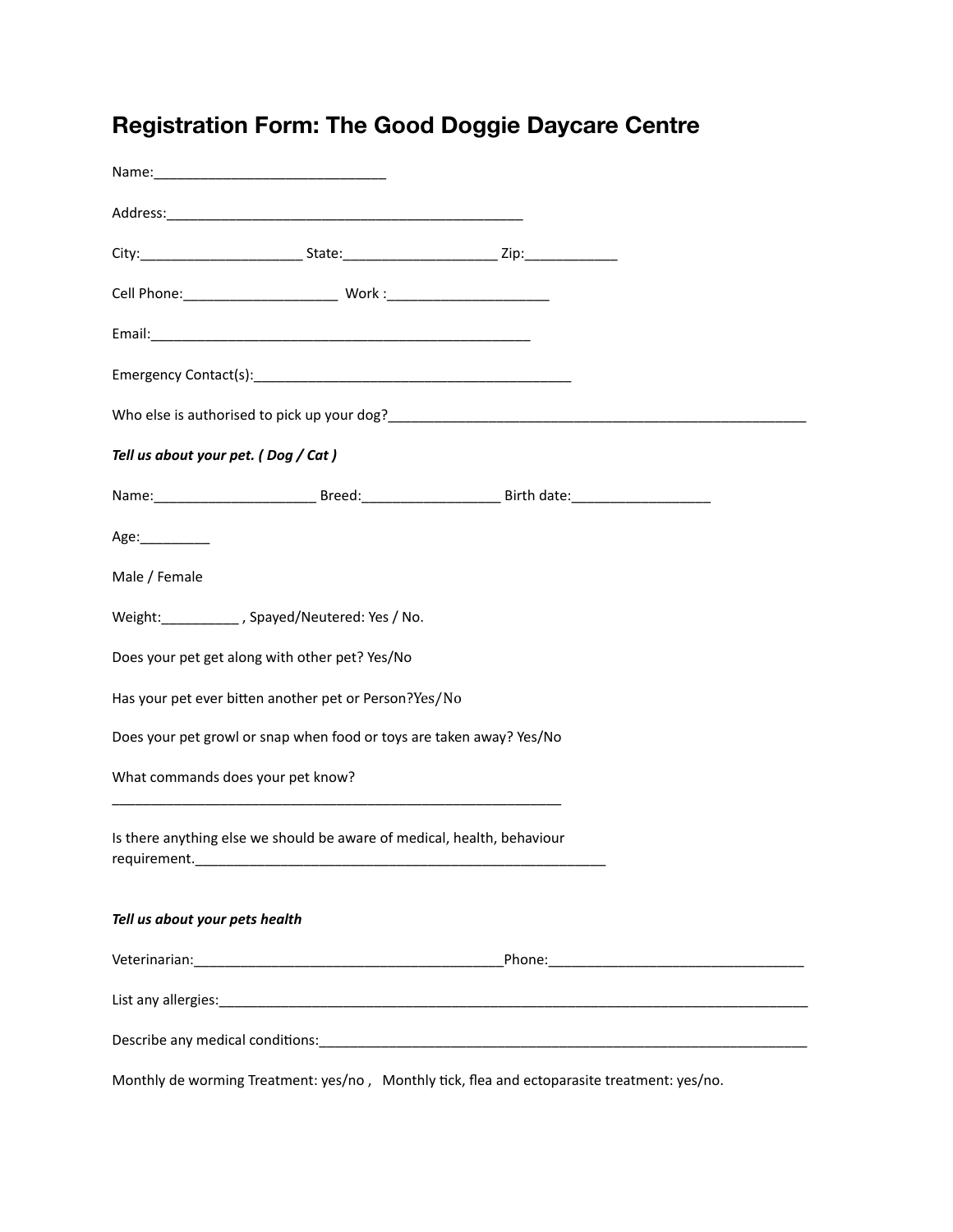# Registration Form: The Good Doggie Daycare Centre

Name:______________________________

Address:____________________________________________

City:____________________ State:___________________ Zip:___________

Cell Phone:___________________ Work :____________________

Email:_______________________________________________

Emergency Contact(s):_______________________________________

Who else is authorised to pick up your dog?____________________________________________________

***Tell us about your pet. ( Dog / Cat )***

Name:____________________ Breed:_________________ Birth date:_________________

Age:_________

Male / Female

Weight:__________ , Spayed/Neutered: Yes / No.

Does your pet get along with other pet? Yes/No

Has your pet ever bitten another pet or Person?Yes/No

Does your pet growl or snap when food or toys are taken away? Yes/No

What commands does your pet know?
________________________________________________________

Is there anything else we should be aware of medical, health, behaviour requirement.___________________________________________________

***Tell us about your pets health***

Veterinarian:_______________________________________Phone:_______________________________

List any allergies:__________________________________________________________________________

Describe any medical conditions:______________________________________________________________

Monthly de worming Treatment: yes/no , Monthly tick, flea and ectoparasite treatment: yes/no.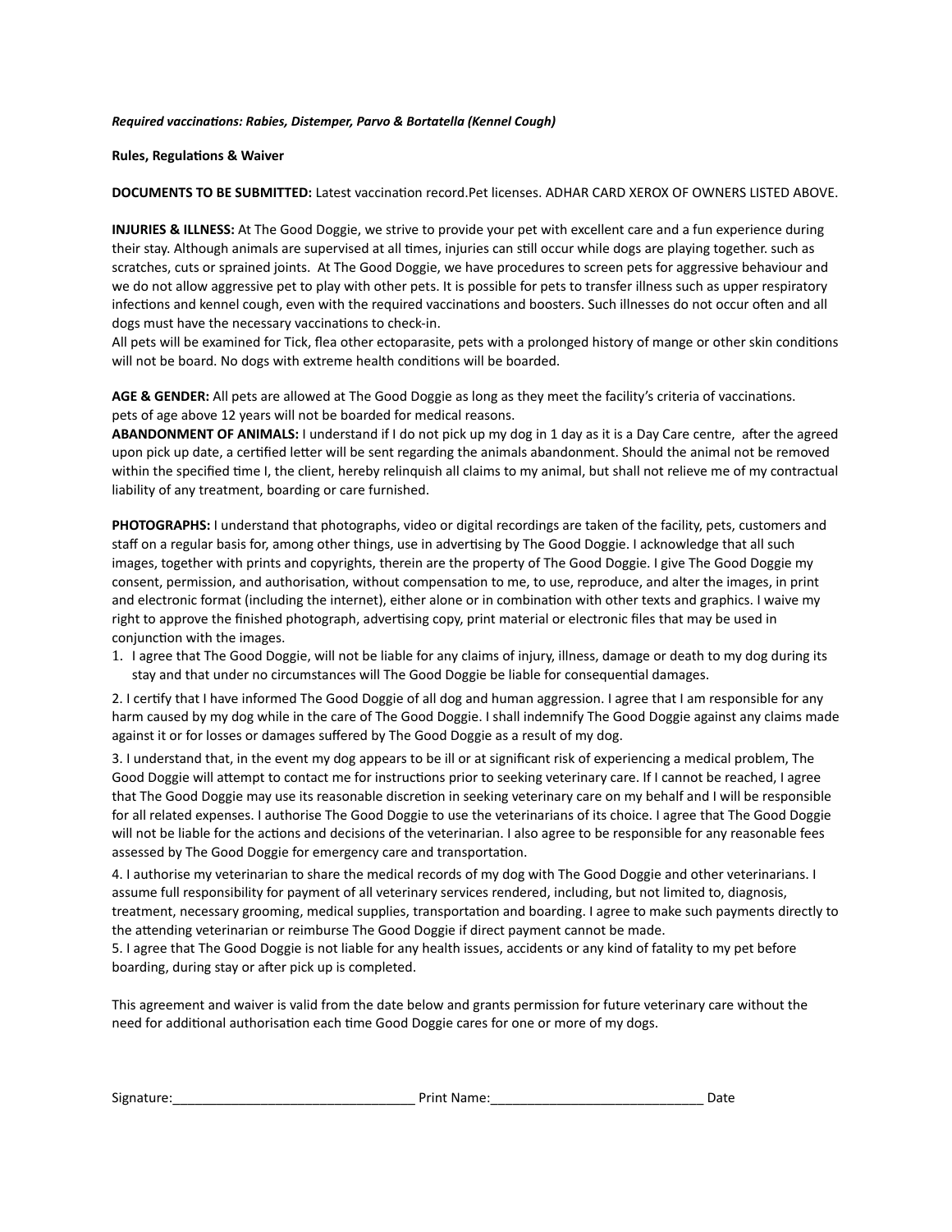***Required vaccinations: Rabies, Distemper, Parvo & Bortatella (Kennel Cough)***

**Rules, Regulations & Waiver**

**DOCUMENTS TO BE SUBMITTED:** Latest vaccination record.Pet licenses. ADHAR CARD XEROX OF OWNERS LISTED ABOVE.

**INJURIES & ILLNESS:** At The Good Doggie, we strive to provide your pet with excellent care and a fun experience during their stay. Although animals are supervised at all times, injuries can still occur while dogs are playing together. such as scratches, cuts or sprained joints. At The Good Doggie, we have procedures to screen pets for aggressive behaviour and we do not allow aggressive pet to play with other pets. It is possible for pets to transfer illness such as upper respiratory infections and kennel cough, even with the required vaccinations and boosters. Such illnesses do not occur often and all dogs must have the necessary vaccinations to check-in.
All pets will be examined for Tick, flea other ectoparasite, pets with a prolonged history of mange or other skin conditions will not be board. No dogs with extreme health conditions will be boarded.

**AGE & GENDER:** All pets are allowed at The Good Doggie as long as they meet the facility's criteria of vaccinations. pets of age above 12 years will not be boarded for medical reasons.
**ABANDONMENT OF ANIMALS:** I understand if I do not pick up my dog in 1 day as it is a Day Care centre, after the agreed upon pick up date, a certified letter will be sent regarding the animals abandonment. Should the animal not be removed within the specified time I, the client, hereby relinquish all claims to my animal, but shall not relieve me of my contractual liability of any treatment, boarding or care furnished.

**PHOTOGRAPHS:** I understand that photographs, video or digital recordings are taken of the facility, pets, customers and staff on a regular basis for, among other things, use in advertising by The Good Doggie. I acknowledge that all such images, together with prints and copyrights, therein are the property of The Good Doggie. I give The Good Doggie my consent, permission, and authorisation, without compensation to me, to use, reproduce, and alter the images, in print and electronic format (including the internet), either alone or in combination with other texts and graphics. I waive my right to approve the finished photograph, advertising copy, print material or electronic files that may be used in conjunction with the images.

1. I agree that The Good Doggie, will not be liable for any claims of injury, illness, damage or death to my dog during its stay and that under no circumstances will The Good Doggie be liable for consequential damages.

2. I certify that I have informed The Good Doggie of all dog and human aggression. I agree that I am responsible for any harm caused by my dog while in the care of The Good Doggie. I shall indemnify The Good Doggie against any claims made against it or for losses or damages suffered by The Good Doggie as a result of my dog.

3. I understand that, in the event my dog appears to be ill or at significant risk of experiencing a medical problem, The Good Doggie will attempt to contact me for instructions prior to seeking veterinary care. If I cannot be reached, I agree that The Good Doggie may use its reasonable discretion in seeking veterinary care on my behalf and I will be responsible for all related expenses. I authorise The Good Doggie to use the veterinarians of its choice. I agree that The Good Doggie will not be liable for the actions and decisions of the veterinarian. I also agree to be responsible for any reasonable fees assessed by The Good Doggie for emergency care and transportation.

4. I authorise my veterinarian to share the medical records of my dog with The Good Doggie and other veterinarians. I assume full responsibility for payment of all veterinary services rendered, including, but not limited to, diagnosis, treatment, necessary grooming, medical supplies, transportation and boarding. I agree to make such payments directly to the attending veterinarian or reimburse The Good Doggie if direct payment cannot be made.

5. I agree that The Good Doggie is not liable for any health issues, accidents or any kind of fatality to my pet before boarding, during stay or after pick up is completed.

This agreement and waiver is valid from the date below and grants permission for future veterinary care without the need for additional authorisation each time Good Doggie cares for one or more of my dogs.

Signature:_________________________________ Print Name:_____________________________ Date